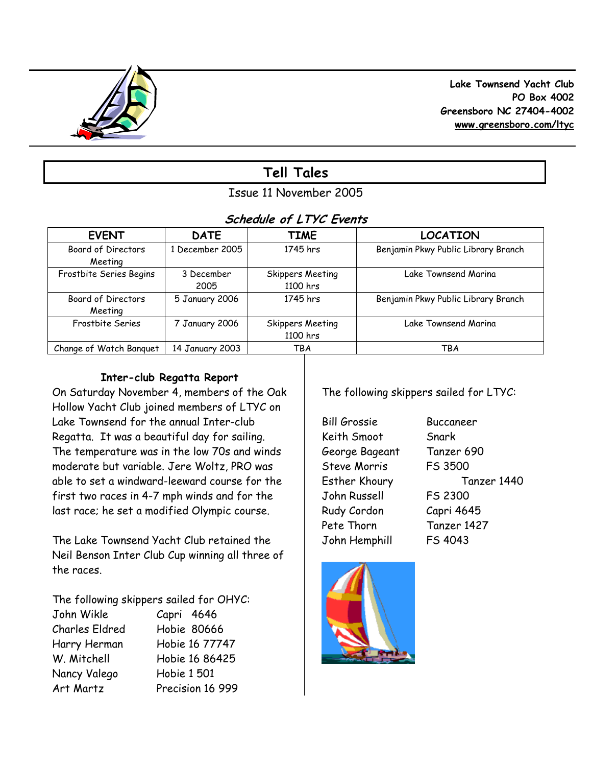Lake Townsend Yacht Club
PO Box 4002
Greensboro NC 27404-4002
www.greensboro.com/ltyc

# Tell Tales

Issue 11 November 2005

## *Schedule of LTYC Events*

| EVENT | DATE | TIME | LOCATION |
|---|---|---|---|
| Board of Directors Meeting | 1 December 2005 | 1745 hrs | Benjamin Pkwy Public Library Branch |
| Frostbite Series Begins | 3 December 2005 | Skippers Meeting 1100 hrs | Lake Townsend Marina |
| Board of Directors Meeting | 5 January 2006 | 1745 hrs | Benjamin Pkwy Public Library Branch |
| Frostbite Series | 7 January 2006 | Skippers Meeting 1100 hrs | Lake Townsend Marina |
| Change of Watch Banquet | 14 January 2003 | TBA | TBA |

### Inter-club Regatta Report

On Saturday November 4, members of the Oak Hollow Yacht Club joined members of LTYC on Lake Townsend for the annual Inter-club Regatta. It was a beautiful day for sailing. The temperature was in the low 70s and winds moderate but variable. Jere Woltz, PRO was able to set a windward-leeward course for the first two races in 4-7 mph winds and for the last race; he set a modified Olympic course.

The Lake Townsend Yacht Club retained the Neil Benson Inter Club Cup winning all three of the races.

The following skippers sailed for OHYC:

| | |
|---|---|
| John Wikle | Capri 4646 |
| Charles Eldred | Hobie 80666 |
| Harry Herman | Hobie 16 77747 |
| W. Mitchell | Hobie 16 86425 |
| Nancy Valego | Hobie 1 501 |
| Art Martz | Precision 16 999 |

The following skippers sailed for LTYC:

| | |
|---|---|
| Bill Grossie | Buccaneer |
| Keith Smoot | Snark |
| George Bageant | Tanzer 690 |
| Steve Morris | FS 3500 |
| Esther Khoury | Tanzer 1440 |
| John Russell | FS 2300 |
| Rudy Cordon | Capri 4645 |
| Pete Thorn | Tanzer 1427 |
| John Hemphill | FS 4043 |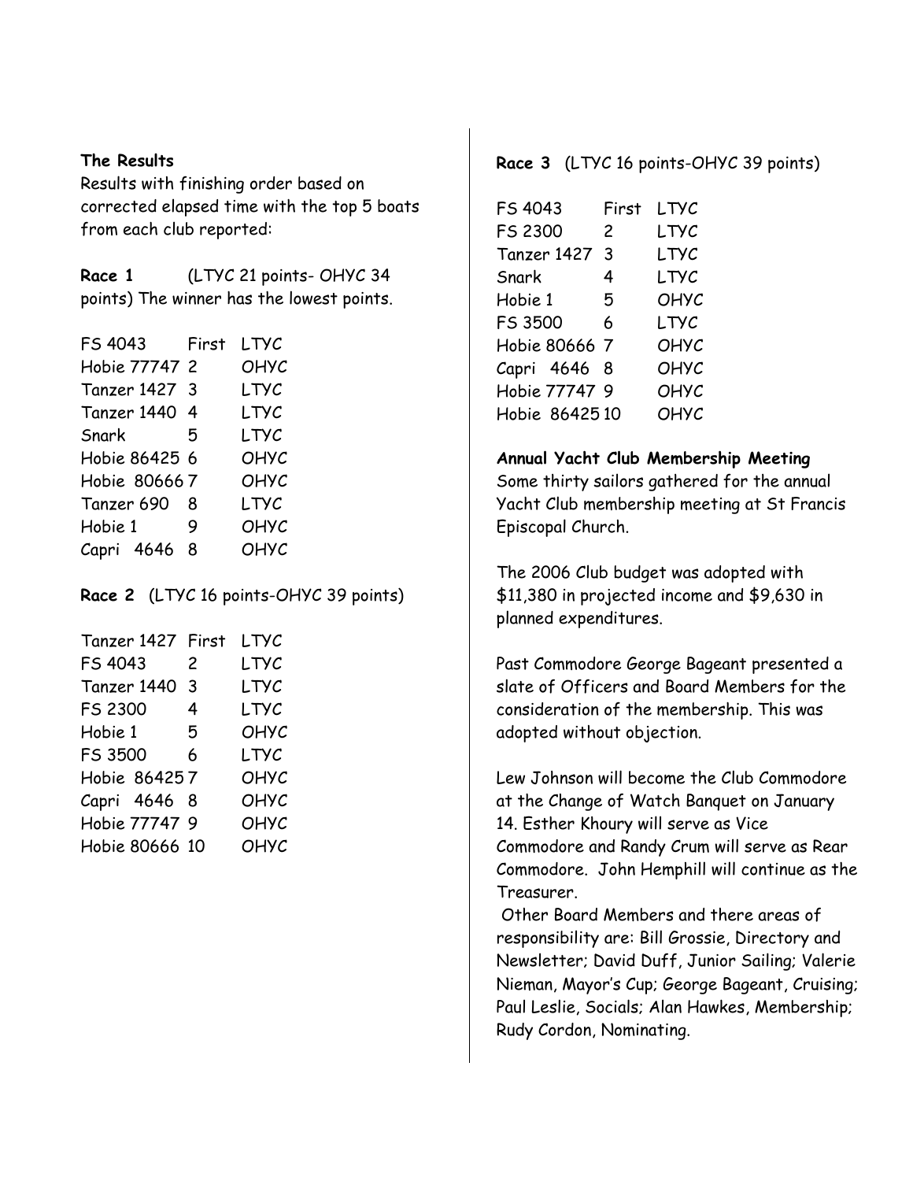**The Results**

Results with finishing order based on corrected elapsed time with the top 5 boats from each club reported:

**Race 1** (LTYC 21 points- OHYC 34 points) The winner has the lowest points.

| Boat | Place | Club |
|---|---|---|
| FS 4043 | First | LTYC |
| Hobie 77747 | 2 | OHYC |
| Tanzer 1427 | 3 | LTYC |
| Tanzer 1440 | 4 | LTYC |
| Snark | 5 | LTYC |
| Hobie 86425 | 6 | OHYC |
| Hobie 80666 | 7 | OHYC |
| Tanzer 690 | 8 | LTYC |
| Hobie 1 | 9 | OHYC |
| Capri 4646 | 8 | OHYC |

**Race 2** (LTYC 16 points-OHYC 39 points)

| Boat | Place | Club |
|---|---|---|
| Tanzer 1427 | First | LTYC |
| FS 4043 | 2 | LTYC |
| Tanzer 1440 | 3 | LTYC |
| FS 2300 | 4 | LTYC |
| Hobie 1 | 5 | OHYC |
| FS 3500 | 6 | LTYC |
| Hobie 86425 | 7 | OHYC |
| Capri 4646 | 8 | OHYC |
| Hobie 77747 | 9 | OHYC |
| Hobie 80666 | 10 | OHYC |

**Race 3** (LTYC 16 points-OHYC 39 points)

| Boat | Place | Club |
|---|---|---|
| FS 4043 | First | LTYC |
| FS 2300 | 2 | LTYC |
| Tanzer 1427 | 3 | LTYC |
| Snark | 4 | LTYC |
| Hobie 1 | 5 | OHYC |
| FS 3500 | 6 | LTYC |
| Hobie 80666 | 7 | OHYC |
| Capri 4646 | 8 | OHYC |
| Hobie 77747 | 9 | OHYC |
| Hobie 86425 | 10 | OHYC |

**Annual Yacht Club Membership Meeting**

Some thirty sailors gathered for the annual Yacht Club membership meeting at St Francis Episcopal Church.

The 2006 Club budget was adopted with $11,380 in projected income and $9,630 in planned expenditures.

Past Commodore George Bageant presented a slate of Officers and Board Members for the consideration of the membership. This was adopted without objection.

Lew Johnson will become the Club Commodore at the Change of Watch Banquet on January 14. Esther Khoury will serve as Vice Commodore and Randy Crum will serve as Rear Commodore. John Hemphill will continue as the Treasurer.

Other Board Members and there areas of responsibility are: Bill Grossie, Directory and Newsletter; David Duff, Junior Sailing; Valerie Nieman, Mayor's Cup; George Bageant, Cruising; Paul Leslie, Socials; Alan Hawkes, Membership; Rudy Cordon, Nominating.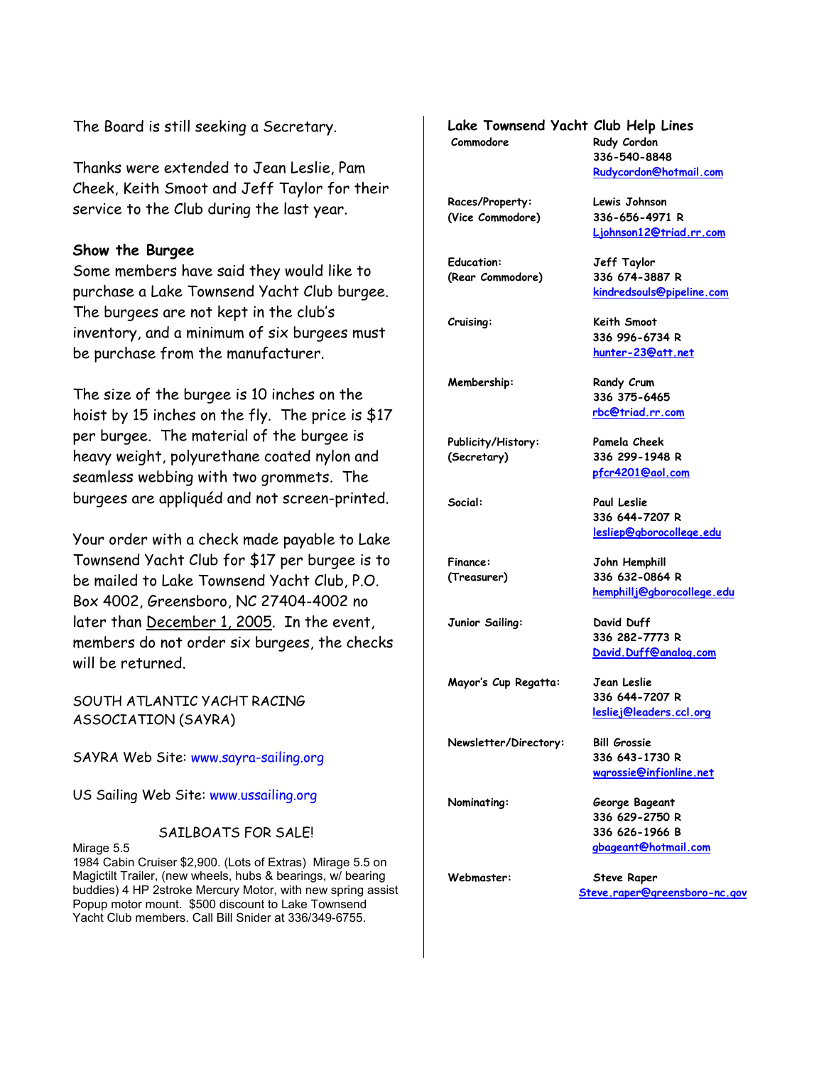The Board is still seeking a Secretary.

Thanks were extended to Jean Leslie, Pam Cheek, Keith Smoot and Jeff Taylor for their service to the Club during the last year.

**Show the Burgee**

Some members have said they would like to purchase a Lake Townsend Yacht Club burgee. The burgees are not kept in the club's inventory, and a minimum of six burgees must be purchase from the manufacturer.

The size of the burgee is 10 inches on the hoist by 15 inches on the fly. The price is $17 per burgee. The material of the burgee is heavy weight, polyurethane coated nylon and seamless webbing with two grommets. The burgees are appliquéd and not screen-printed.

Your order with a check made payable to Lake Townsend Yacht Club for $17 per burgee is to be mailed to Lake Townsend Yacht Club, P.O. Box 4002, Greensboro, NC 27404-4002 no later than December 1, 2005. In the event, members do not order six burgees, the checks will be returned.

SOUTH ATLANTIC YACHT RACING ASSOCIATION (SAYRA)

SAYRA Web Site: www.sayra-sailing.org

US Sailing Web Site: www.ussailing.org

SAILBOATS FOR SALE!

Mirage 5.5

1984 Cabin Cruiser $2,900. (Lots of Extras) Mirage 5.5 on Magictilt Trailer, (new wheels, hubs & bearings, w/ bearing buddies) 4 HP 2stroke Mercury Motor, with new spring assist Popup motor mount. $500 discount to Lake Townsend Yacht Club members. Call Bill Snider at 336/349-6755.

**Lake Townsend Yacht Club Help Lines**

| | |
|---|---|
| Commodore | Rudy Cordon<br>336-540-8848<br>Rudycordon@hotmail.com |
| Races/Property:<br>(Vice Commodore) | Lewis Johnson<br>336-656-4971 R<br>Ljohnson12@triad.rr.com |
| Education:<br>(Rear Commodore) | Jeff Taylor<br>336 674-3887 R<br>kindredsouls@pipeline.com |
| Cruising: | Keith Smoot<br>336 996-6734 R<br>hunter-23@att.net |
| Membership: | Randy Crum<br>336 375-6465<br>rbc@triad.rr.com |
| Publicity/History:<br>(Secretary) | Pamela Cheek<br>336 299-1948 R<br>pfcr4201@aol.com |
| Social: | Paul Leslie<br>336 644-7207 R<br>lesliep@gborocollege.edu |
| Finance:<br>(Treasurer) | John Hemphill<br>336 632-0864 R<br>hemphillj@gborocollege.edu |
| Junior Sailing: | David Duff<br>336 282-7773 R<br>David.Duff@analog.com |
| Mayor's Cup Regatta: | Jean Leslie<br>336 644-7207 R<br>lesliej@leaders.ccl.org |
| Newsletter/Directory: | Bill Grossie<br>336 643-1730 R<br>wgrossie@infionline.net |
| Nominating: | George Bageant<br>336 629-2750 R<br>336 626-1966 B<br>gbageant@hotmail.com |
| Webmaster: | Steve Raper<br>Steve.raper@greensboro-nc.gov |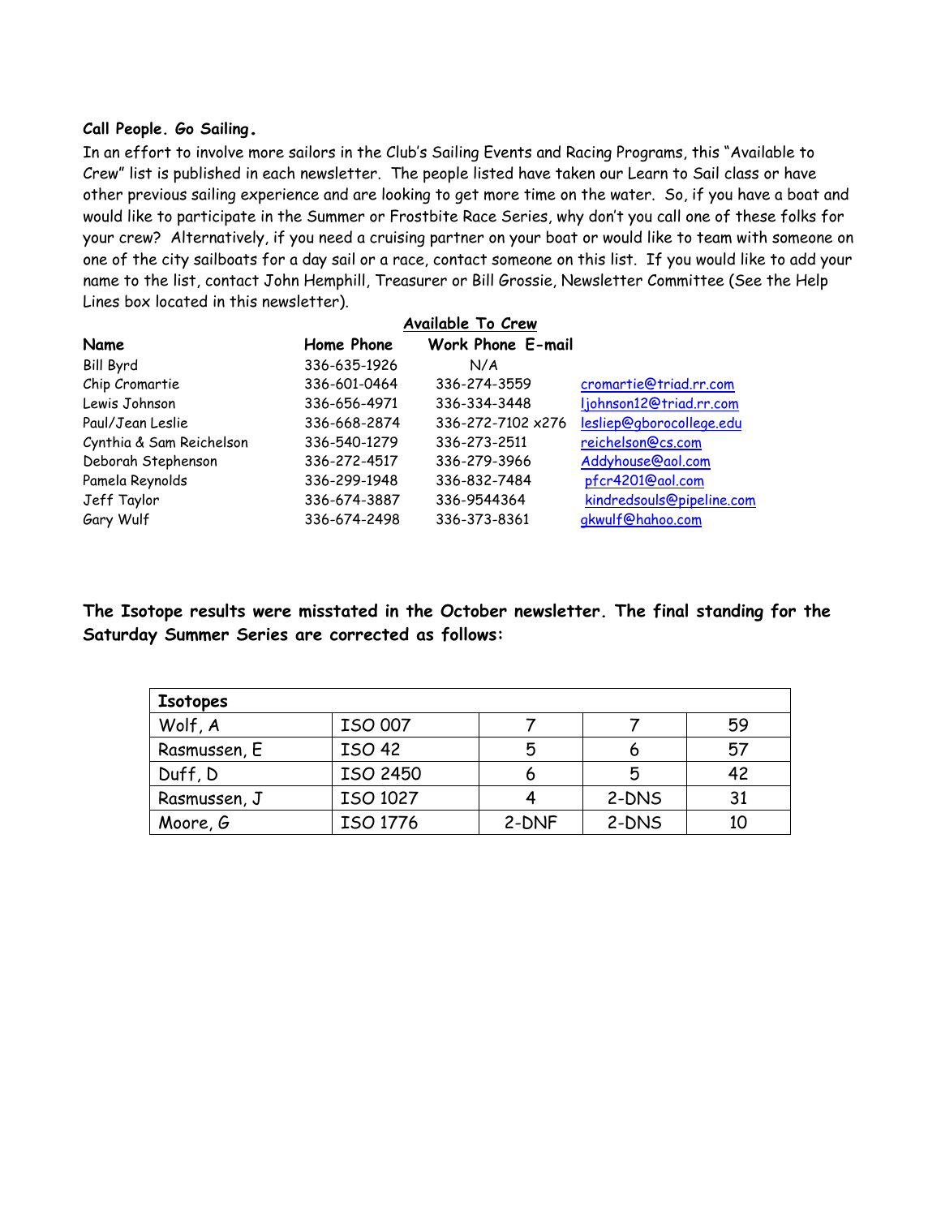**Call People. Go Sailing.**

In an effort to involve more sailors in the Club's Sailing Events and Racing Programs, this "Available to Crew" list is published in each newsletter. The people listed have taken our Learn to Sail class or have other previous sailing experience and are looking to get more time on the water. So, if you have a boat and would like to participate in the Summer or Frostbite Race Series, why don't you call one of these folks for your crew? Alternatively, if you need a cruising partner on your boat or would like to team with someone on one of the city sailboats for a day sail or a race, contact someone on this list. If you would like to add your name to the list, contact John Hemphill, Treasurer or Bill Grossie, Newsletter Committee (See the Help Lines box located in this newsletter).

**Available To Crew**

| Name | Home Phone | Work Phone | E-mail |
|---|---|---|---|
| Bill Byrd | 336-635-1926 | N/A | |
| Chip Cromartie | 336-601-0464 | 336-274-3559 | cromartie@triad.rr.com |
| Lewis Johnson | 336-656-4971 | 336-334-3448 | ljohnson12@triad.rr.com |
| Paul/Jean Leslie | 336-668-2874 | 336-272-7102 x276 | lesliep@gborocollege.edu |
| Cynthia & Sam Reichelson | 336-540-1279 | 336-273-2511 | reichelson@cs.com |
| Deborah Stephenson | 336-272-4517 | 336-279-3966 | Addyhouse@aol.com |
| Pamela Reynolds | 336-299-1948 | 336-832-7484 | pfcr4201@aol.com |
| Jeff Taylor | 336-674-3887 | 336-9544364 | kindredsouls@pipeline.com |
| Gary Wulf | 336-674-2498 | 336-373-8361 | gkwulf@hahoo.com |

**The Isotope results were misstated in the October newsletter. The final standing for the Saturday Summer Series are corrected as follows:**

| Isotopes | | | | |
|---|---|---|---|---|
| Wolf, A | ISO 007 | 7 | 7 | 59 |
| Rasmussen, E | ISO 42 | 5 | 6 | 57 |
| Duff, D | ISO 2450 | 6 | 5 | 42 |
| Rasmussen, J | ISO 1027 | 4 | 2-DNS | 31 |
| Moore, G | ISO 1776 | 2-DNF | 2-DNS | 10 |